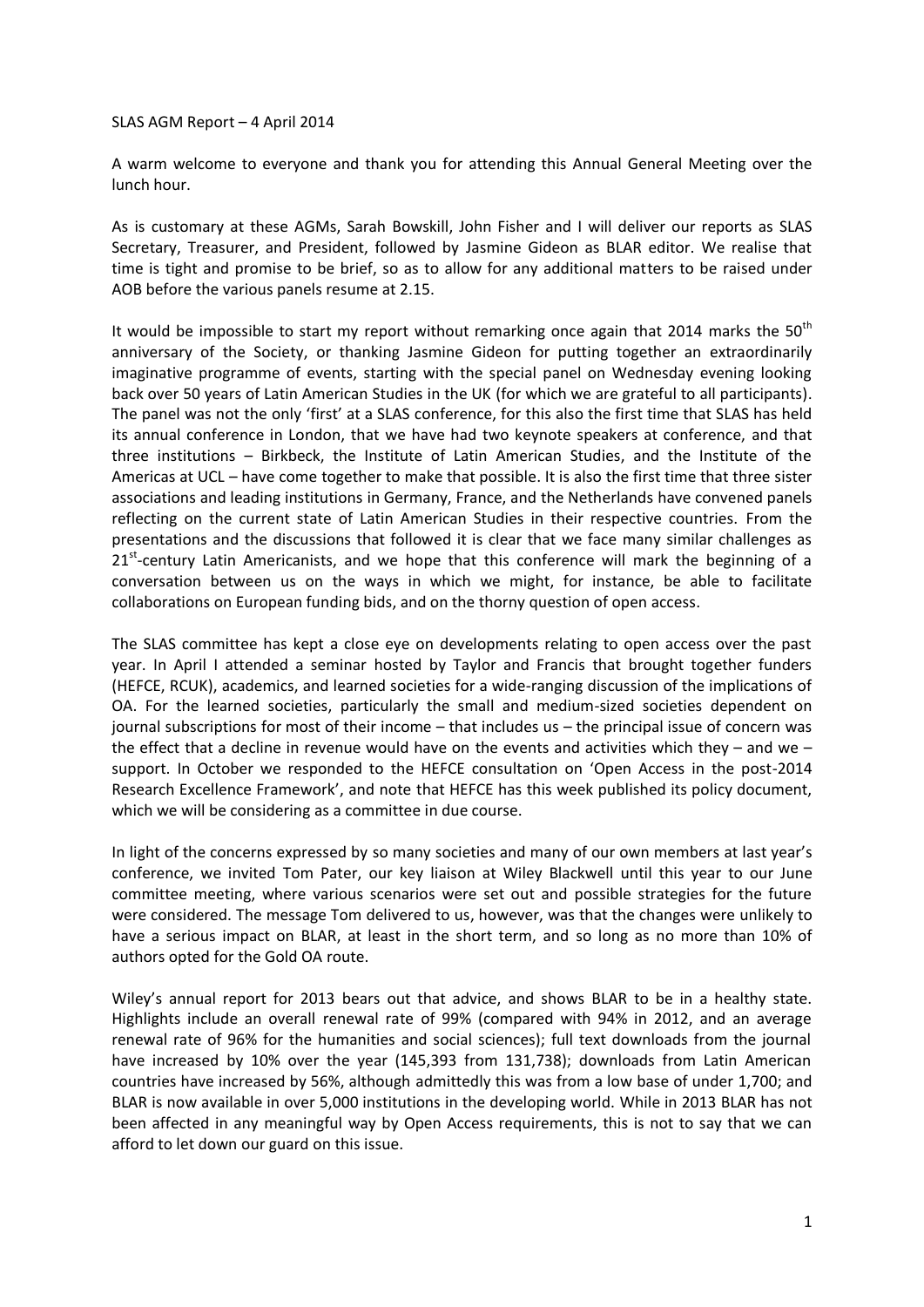SLAS AGM Report – 4 April 2014

A warm welcome to everyone and thank you for attending this Annual General Meeting over the lunch hour.

As is customary at these AGMs, Sarah Bowskill, John Fisher and I will deliver our reports as SLAS Secretary, Treasurer, and President, followed by Jasmine Gideon as BLAR editor. We realise that time is tight and promise to be brief, so as to allow for any additional matters to be raised under AOB before the various panels resume at 2.15.

It would be impossible to start my report without remarking once again that 2014 marks the 50th anniversary of the Society, or thanking Jasmine Gideon for putting together an extraordinarily imaginative programme of events, starting with the special panel on Wednesday evening looking back over 50 years of Latin American Studies in the UK (for which we are grateful to all participants). The panel was not the only 'first' at a SLAS conference, for this also the first time that SLAS has held its annual conference in London, that we have had two keynote speakers at conference, and that three institutions – Birkbeck, the Institute of Latin American Studies, and the Institute of the Americas at UCL – have come together to make that possible. It is also the first time that three sister associations and leading institutions in Germany, France, and the Netherlands have convened panels reflecting on the current state of Latin American Studies in their respective countries. From the presentations and the discussions that followed it is clear that we face many similar challenges as 21st-century Latin Americanists, and we hope that this conference will mark the beginning of a conversation between us on the ways in which we might, for instance, be able to facilitate collaborations on European funding bids, and on the thorny question of open access.

The SLAS committee has kept a close eye on developments relating to open access over the past year. In April I attended a seminar hosted by Taylor and Francis that brought together funders (HEFCE, RCUK), academics, and learned societies for a wide-ranging discussion of the implications of OA. For the learned societies, particularly the small and medium-sized societies dependent on journal subscriptions for most of their income – that includes us – the principal issue of concern was the effect that a decline in revenue would have on the events and activities which they – and we – support. In October we responded to the HEFCE consultation on 'Open Access in the post-2014 Research Excellence Framework', and note that HEFCE has this week published its policy document, which we will be considering as a committee in due course.

In light of the concerns expressed by so many societies and many of our own members at last year's conference, we invited Tom Pater, our key liaison at Wiley Blackwell until this year to our June committee meeting, where various scenarios were set out and possible strategies for the future were considered. The message Tom delivered to us, however, was that the changes were unlikely to have a serious impact on BLAR, at least in the short term, and so long as no more than 10% of authors opted for the Gold OA route.

Wiley's annual report for 2013 bears out that advice, and shows BLAR to be in a healthy state. Highlights include an overall renewal rate of 99% (compared with 94% in 2012, and an average renewal rate of 96% for the humanities and social sciences); full text downloads from the journal have increased by 10% over the year (145,393 from 131,738); downloads from Latin American countries have increased by 56%, although admittedly this was from a low base of under 1,700; and BLAR is now available in over 5,000 institutions in the developing world. While in 2013 BLAR has not been affected in any meaningful way by Open Access requirements, this is not to say that we can afford to let down our guard on this issue.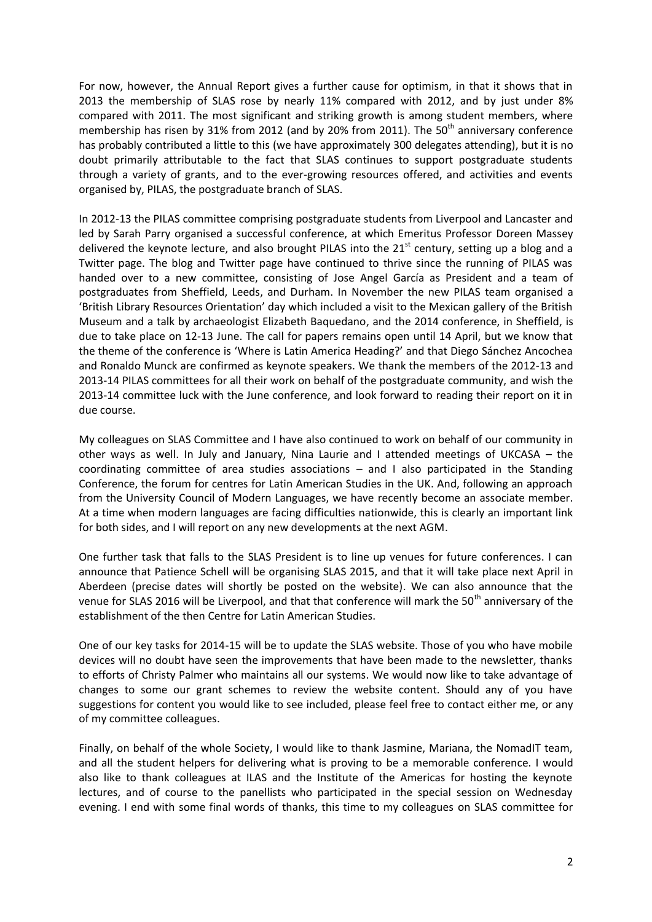For now, however, the Annual Report gives a further cause for optimism, in that it shows that in 2013 the membership of SLAS rose by nearly 11% compared with 2012, and by just under 8% compared with 2011. The most significant and striking growth is among student members, where membership has risen by 31% from 2012 (and by 20% from 2011). The 50th anniversary conference has probably contributed a little to this (we have approximately 300 delegates attending), but it is no doubt primarily attributable to the fact that SLAS continues to support postgraduate students through a variety of grants, and to the ever-growing resources offered, and activities and events organised by, PILAS, the postgraduate branch of SLAS.

In 2012-13 the PILAS committee comprising postgraduate students from Liverpool and Lancaster and led by Sarah Parry organised a successful conference, at which Emeritus Professor Doreen Massey delivered the keynote lecture, and also brought PILAS into the 21st century, setting up a blog and a Twitter page. The blog and Twitter page have continued to thrive since the running of PILAS was handed over to a new committee, consisting of Jose Angel García as President and a team of postgraduates from Sheffield, Leeds, and Durham. In November the new PILAS team organised a 'British Library Resources Orientation' day which included a visit to the Mexican gallery of the British Museum and a talk by archaeologist Elizabeth Baquedano, and the 2014 conference, in Sheffield, is due to take place on 12-13 June. The call for papers remains open until 14 April, but we know that the theme of the conference is 'Where is Latin America Heading?' and that Diego Sánchez Ancochea and Ronaldo Munck are confirmed as keynote speakers. We thank the members of the 2012-13 and 2013-14 PILAS committees for all their work on behalf of the postgraduate community, and wish the 2013-14 committee luck with the June conference, and look forward to reading their report on it in due course.

My colleagues on SLAS Committee and I have also continued to work on behalf of our community in other ways as well. In July and January, Nina Laurie and I attended meetings of UKCASA – the coordinating committee of area studies associations – and I also participated in the Standing Conference, the forum for centres for Latin American Studies in the UK. And, following an approach from the University Council of Modern Languages, we have recently become an associate member. At a time when modern languages are facing difficulties nationwide, this is clearly an important link for both sides, and I will report on any new developments at the next AGM.

One further task that falls to the SLAS President is to line up venues for future conferences. I can announce that Patience Schell will be organising SLAS 2015, and that it will take place next April in Aberdeen (precise dates will shortly be posted on the website). We can also announce that the venue for SLAS 2016 will be Liverpool, and that that conference will mark the 50th anniversary of the establishment of the then Centre for Latin American Studies.

One of our key tasks for 2014-15 will be to update the SLAS website. Those of you who have mobile devices will no doubt have seen the improvements that have been made to the newsletter, thanks to efforts of Christy Palmer who maintains all our systems. We would now like to take advantage of changes to some our grant schemes to review the website content. Should any of you have suggestions for content you would like to see included, please feel free to contact either me, or any of my committee colleagues.

Finally, on behalf of the whole Society, I would like to thank Jasmine, Mariana, the NomadIT team, and all the student helpers for delivering what is proving to be a memorable conference. I would also like to thank colleagues at ILAS and the Institute of the Americas for hosting the keynote lectures, and of course to the panellists who participated in the special session on Wednesday evening. I end with some final words of thanks, this time to my colleagues on SLAS committee for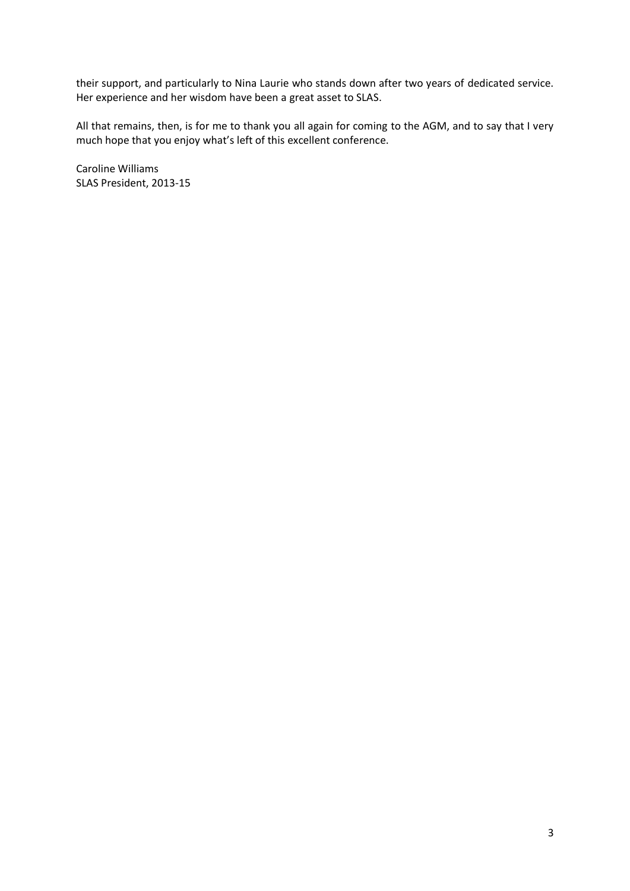their support, and particularly to Nina Laurie who stands down after two years of dedicated service. Her experience and her wisdom have been a great asset to SLAS.

All that remains, then, is for me to thank you all again for coming to the AGM, and to say that I very much hope that you enjoy what's left of this excellent conference.

Caroline Williams
SLAS President, 2013-15